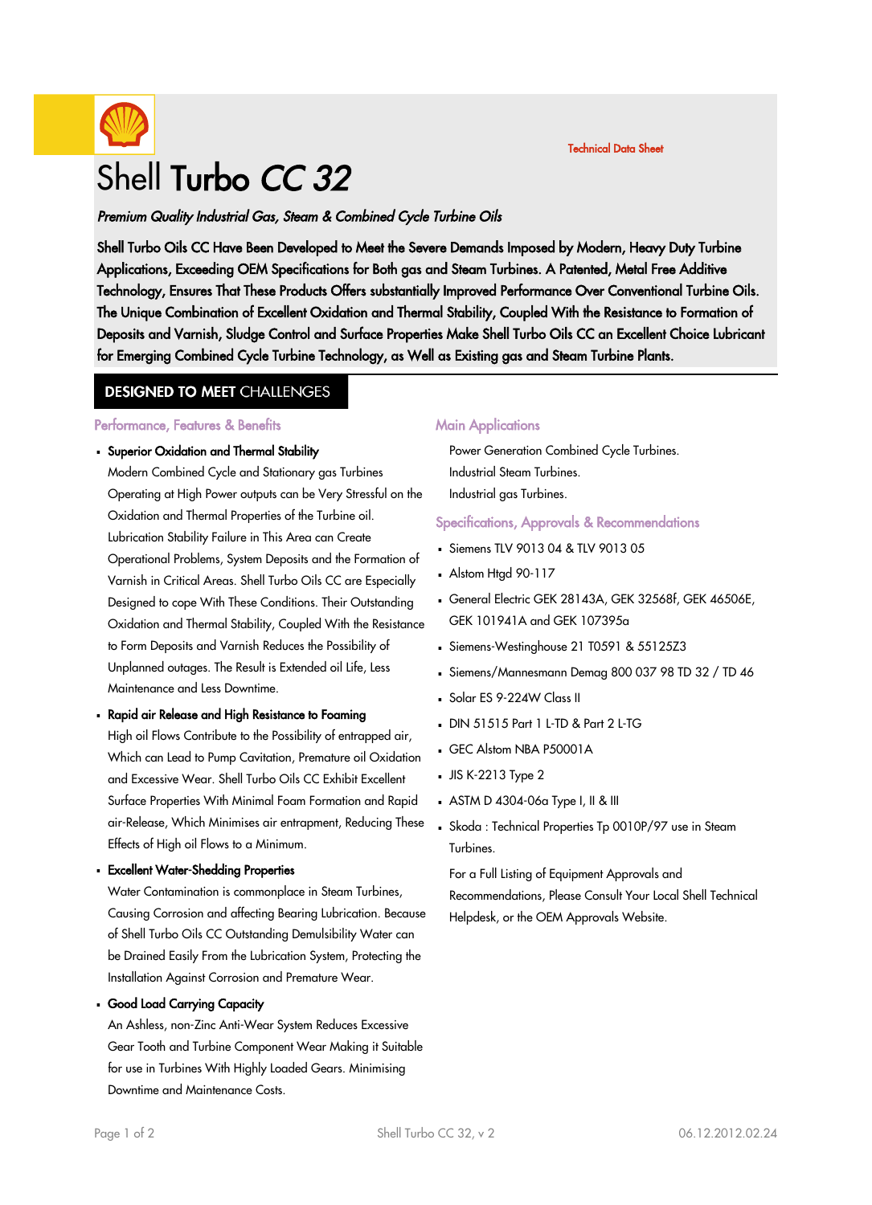Technical Data Sheet

# Shell Turbo *CC 32*

***Premium Quality Industrial Gas, Steam & Combined Cycle Turbine Oils***

**Shell Turbo Oils CC Have Been Developed to Meet the Severe Demands Imposed by Modern, Heavy Duty Turbine Applications, Exceeding OEM Specifications for Both gas and Steam Turbines. A Patented, Metal Free Additive Technology, Ensures That These Products Offers substantially Improved Performance Over Conventional Turbine Oils. The Unique Combination of Excellent Oxidation and Thermal Stability, Coupled With the Resistance to Formation of Deposits and Varnish, Sludge Control and Surface Properties Make Shell Turbo Oils CC an Excellent Choice Lubricant for Emerging Combined Cycle Turbine Technology, as Well as Existing gas and Steam Turbine Plants.**

## DESIGNED TO MEET CHALLENGES

### Performance, Features & Benefits

- **Superior Oxidation and Thermal Stability**
  Modern Combined Cycle and Stationary gas Turbines Operating at High Power outputs can be Very Stressful on the Oxidation and Thermal Properties of the Turbine oil. Lubrication Stability Failure in This Area can Create Operational Problems, System Deposits and the Formation of Varnish in Critical Areas. Shell Turbo Oils CC are Especially Designed to cope With These Conditions. Their Outstanding Oxidation and Thermal Stability, Coupled With the Resistance to Form Deposits and Varnish Reduces the Possibility of Unplanned outages. The Result is Extended oil Life, Less Maintenance and Less Downtime.
- **Rapid air Release and High Resistance to Foaming**
  High oil Flows Contribute to the Possibility of entrapped air, Which can Lead to Pump Cavitation, Premature oil Oxidation and Excessive Wear. Shell Turbo Oils CC Exhibit Excellent Surface Properties With Minimal Foam Formation and Rapid air-Release, Which Minimises air entrapment, Reducing These Effects of High oil Flows to a Minimum.
- **Excellent Water-Shedding Properties**
  Water Contamination is commonplace in Steam Turbines, Causing Corrosion and affecting Bearing Lubrication. Because of Shell Turbo Oils CC Outstanding Demulsibility Water can be Drained Easily From the Lubrication System, Protecting the Installation Against Corrosion and Premature Wear.
- **Good Load Carrying Capacity**
  An Ashless, non-Zinc Anti-Wear System Reduces Excessive Gear Tooth and Turbine Component Wear Making it Suitable for use in Turbines With Highly Loaded Gears. Minimising Downtime and Maintenance Costs.

### Main Applications

Power Generation Combined Cycle Turbines.
Industrial Steam Turbines.
Industrial gas Turbines.

### Specifications, Approvals & Recommendations

- Siemens TLV 9013 04 & TLV 9013 05
- Alstom Htgd 90-117
- General Electric GEK 28143A, GEK 32568f, GEK 46506E, GEK 101941A and GEK 107395a
- Siemens-Westinghouse 21 T0591 & 55125Z3
- Siemens/Mannesmann Demag 800 037 98 TD 32 / TD 46
- Solar ES 9-224W Class II
- DIN 51515 Part 1 L-TD & Part 2 L-TG
- GEC Alstom NBA P50001A
- JIS K-2213 Type 2
- ASTM D 4304-06a Type I, II & III
- Skoda : Technical Properties Tp 0010P/97 use in Steam Turbines.

For a Full Listing of Equipment Approvals and Recommendations, Please Consult Your Local Shell Technical Helpdesk, or the OEM Approvals Website.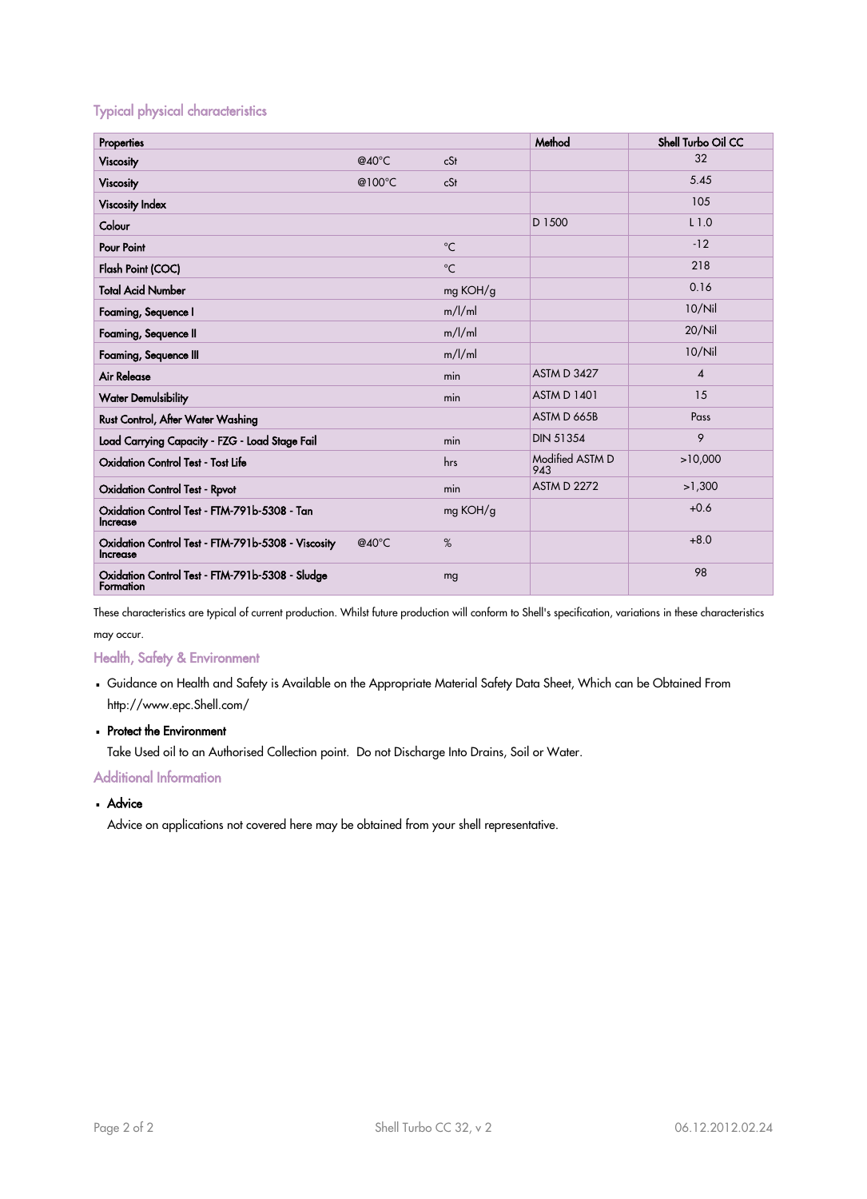## Typical physical characteristics

| Properties | | | Method | Shell Turbo Oil CC |
|---|---|---|---|---|
| Viscosity | @40°C | cSt | | 32 |
| Viscosity | @100°C | cSt | | 5.45 |
| Viscosity Index | | | | 105 |
| Colour | | | D 1500 | L 1.0 |
| Pour Point | | °C | | -12 |
| Flash Point (COC) | | °C | | 218 |
| Total Acid Number | | mg KOH/g | | 0.16 |
| Foaming, Sequence I | | m/l/ml | | 10/Nil |
| Foaming, Sequence II | | m/l/ml | | 20/Nil |
| Foaming, Sequence III | | m/l/ml | | 10/Nil |
| Air Release | | min | ASTM D 3427 | 4 |
| Water Demulsibility | | min | ASTM D 1401 | 15 |
| Rust Control, After Water Washing | | | ASTM D 665B | Pass |
| Load Carrying Capacity - FZG - Load Stage Fail | | min | DIN 51354 | 9 |
| Oxidation Control Test - Tost Life | | hrs | Modified ASTM D 943 | >10,000 |
| Oxidation Control Test - Rpvot | | min | ASTM D 2272 | >1,300 |
| Oxidation Control Test - FTM-791b-5308 - Tan Increase | | mg KOH/g | | +0.6 |
| Oxidation Control Test - FTM-791b-5308 - Viscosity Increase | @40°C | % | | +8.0 |
| Oxidation Control Test - FTM-791b-5308 - Sludge Formation | | mg | | 98 |

These characteristics are typical of current production. Whilst future production will conform to Shell's specification, variations in these characteristics may occur.

## Health, Safety & Environment

- Guidance on Health and Safety is Available on the Appropriate Material Safety Data Sheet, Which can be Obtained From http://www.epc.Shell.com/
- **Protect the Environment**

  Take Used oil to an Authorised Collection point. Do not Discharge Into Drains, Soil or Water.

## Additional Information

- **Advice**

  Advice on applications not covered here may be obtained from your shell representative.